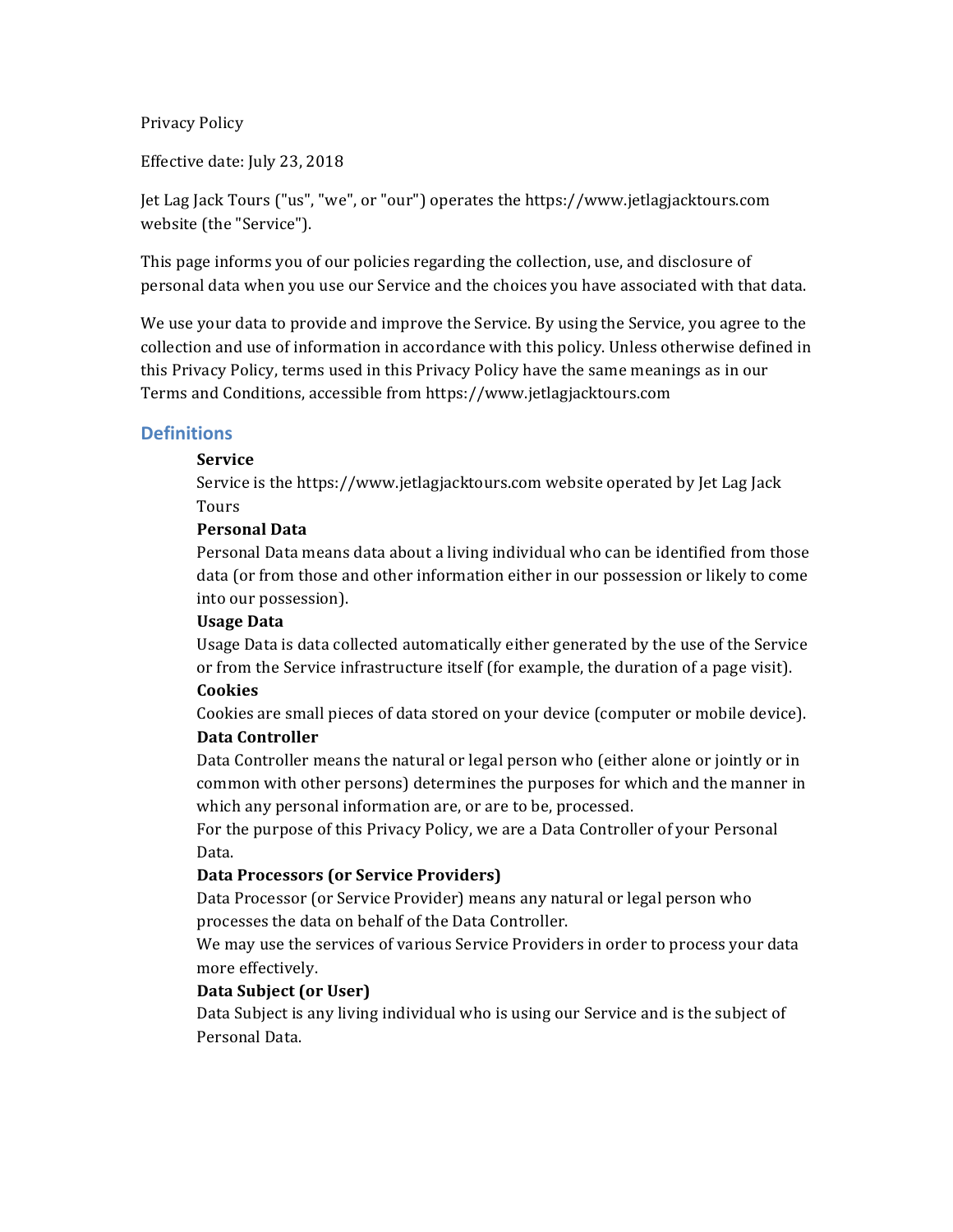Privacy Policy

Effective date: July 23, 2018

Jet Lag Jack Tours ("us", "we", or "our") operates the https://www.jetlagjacktours.com website (the "Service").

This page informs you of our policies regarding the collection, use, and disclosure of personal data when you use our Service and the choices you have associated with that data.

We use your data to provide and improve the Service. By using the Service, you agree to the collection and use of information in accordance with this policy. Unless otherwise defined in this Privacy Policy, terms used in this Privacy Policy have the same meanings as in our Terms and Conditions, accessible from https://www.jetlagjacktours.com

## Definitions

**Service**
Service is the https://www.jetlagjacktours.com website operated by Jet Lag Jack Tours

**Personal Data**
Personal Data means data about a living individual who can be identified from those data (or from those and other information either in our possession or likely to come into our possession).

**Usage Data**
Usage Data is data collected automatically either generated by the use of the Service or from the Service infrastructure itself (for example, the duration of a page visit).

**Cookies**
Cookies are small pieces of data stored on your device (computer or mobile device).

**Data Controller**
Data Controller means the natural or legal person who (either alone or jointly or in common with other persons) determines the purposes for which and the manner in which any personal information are, or are to be, processed.
For the purpose of this Privacy Policy, we are a Data Controller of your Personal Data.

**Data Processors (or Service Providers)**
Data Processor (or Service Provider) means any natural or legal person who processes the data on behalf of the Data Controller.
We may use the services of various Service Providers in order to process your data more effectively.

**Data Subject (or User)**
Data Subject is any living individual who is using our Service and is the subject of Personal Data.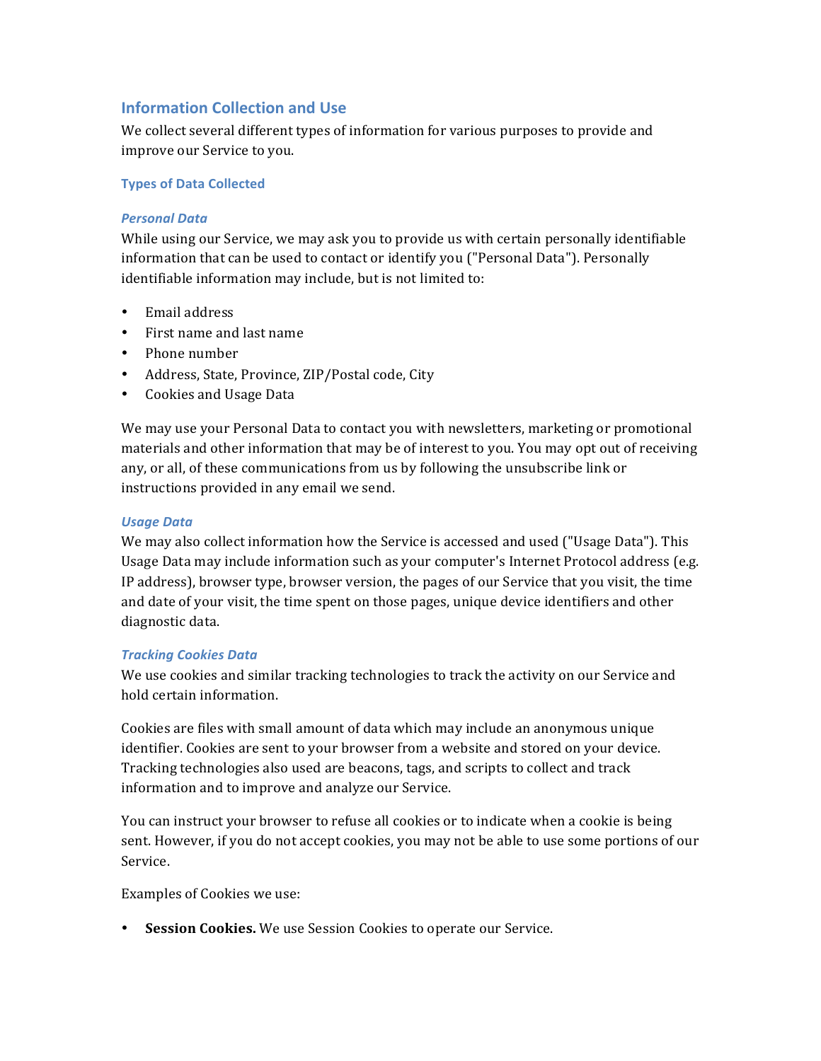## Information Collection and Use

We collect several different types of information for various purposes to provide and improve our Service to you.

### Types of Data Collected

#### *Personal Data*

While using our Service, we may ask you to provide us with certain personally identifiable information that can be used to contact or identify you ("Personal Data"). Personally identifiable information may include, but is not limited to:

- Email address
- First name and last name
- Phone number
- Address, State, Province, ZIP/Postal code, City
- Cookies and Usage Data

We may use your Personal Data to contact you with newsletters, marketing or promotional materials and other information that may be of interest to you. You may opt out of receiving any, or all, of these communications from us by following the unsubscribe link or instructions provided in any email we send.

#### *Usage Data*

We may also collect information how the Service is accessed and used ("Usage Data"). This Usage Data may include information such as your computer's Internet Protocol address (e.g. IP address), browser type, browser version, the pages of our Service that you visit, the time and date of your visit, the time spent on those pages, unique device identifiers and other diagnostic data.

#### *Tracking Cookies Data*

We use cookies and similar tracking technologies to track the activity on our Service and hold certain information.

Cookies are files with small amount of data which may include an anonymous unique identifier. Cookies are sent to your browser from a website and stored on your device. Tracking technologies also used are beacons, tags, and scripts to collect and track information and to improve and analyze our Service.

You can instruct your browser to refuse all cookies or to indicate when a cookie is being sent. However, if you do not accept cookies, you may not be able to use some portions of our Service.

Examples of Cookies we use:

- **Session Cookies.** We use Session Cookies to operate our Service.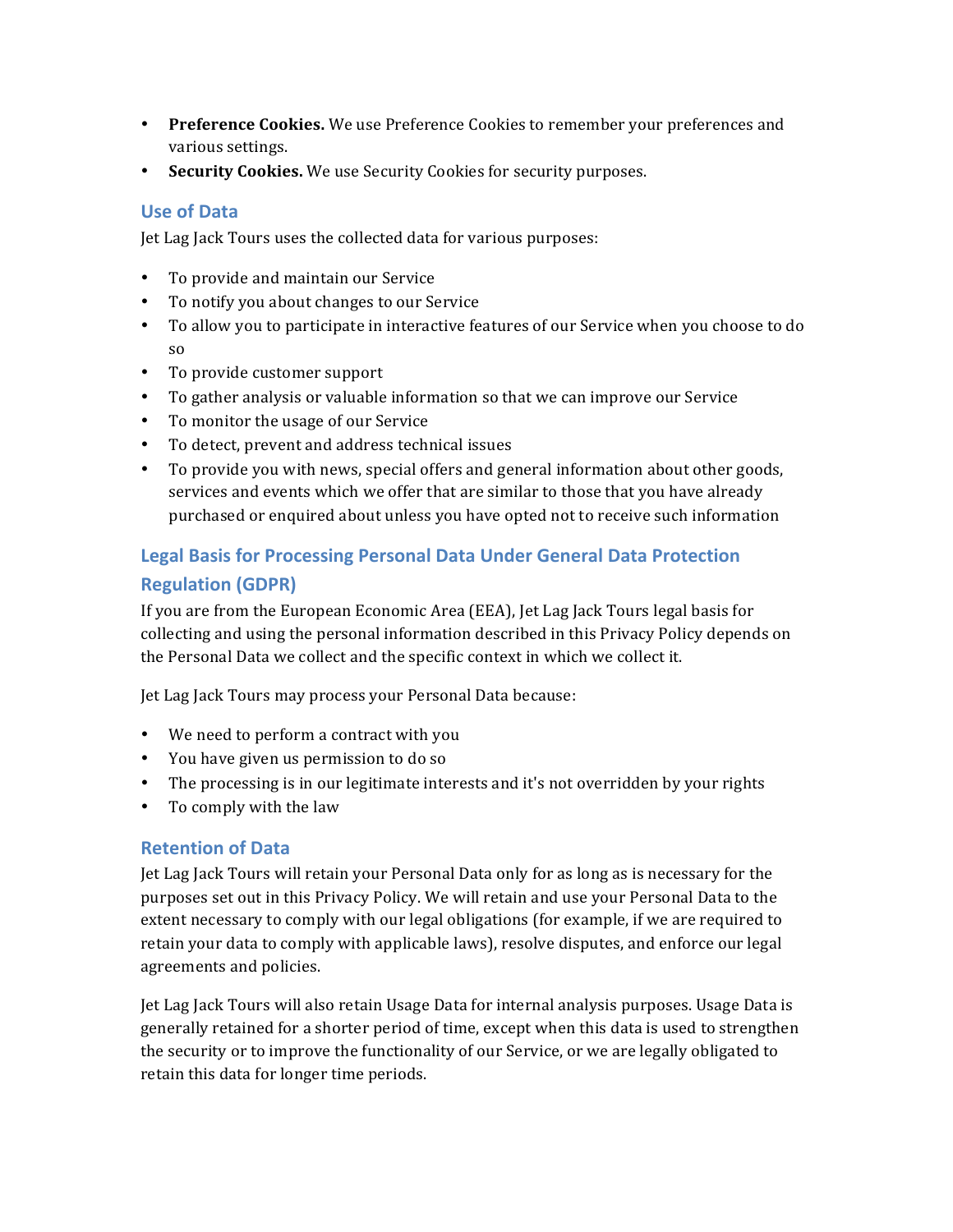- **Preference Cookies.** We use Preference Cookies to remember your preferences and various settings.
- **Security Cookies.** We use Security Cookies for security purposes.

### Use of Data

Jet Lag Jack Tours uses the collected data for various purposes:

- To provide and maintain our Service
- To notify you about changes to our Service
- To allow you to participate in interactive features of our Service when you choose to do so
- To provide customer support
- To gather analysis or valuable information so that we can improve our Service
- To monitor the usage of our Service
- To detect, prevent and address technical issues
- To provide you with news, special offers and general information about other goods, services and events which we offer that are similar to those that you have already purchased or enquired about unless you have opted not to receive such information

## Legal Basis for Processing Personal Data Under General Data Protection Regulation (GDPR)

If you are from the European Economic Area (EEA), Jet Lag Jack Tours legal basis for collecting and using the personal information described in this Privacy Policy depends on the Personal Data we collect and the specific context in which we collect it.

Jet Lag Jack Tours may process your Personal Data because:

- We need to perform a contract with you
- You have given us permission to do so
- The processing is in our legitimate interests and it's not overridden by your rights
- To comply with the law

### Retention of Data

Jet Lag Jack Tours will retain your Personal Data only for as long as is necessary for the purposes set out in this Privacy Policy. We will retain and use your Personal Data to the extent necessary to comply with our legal obligations (for example, if we are required to retain your data to comply with applicable laws), resolve disputes, and enforce our legal agreements and policies.

Jet Lag Jack Tours will also retain Usage Data for internal analysis purposes. Usage Data is generally retained for a shorter period of time, except when this data is used to strengthen the security or to improve the functionality of our Service, or we are legally obligated to retain this data for longer time periods.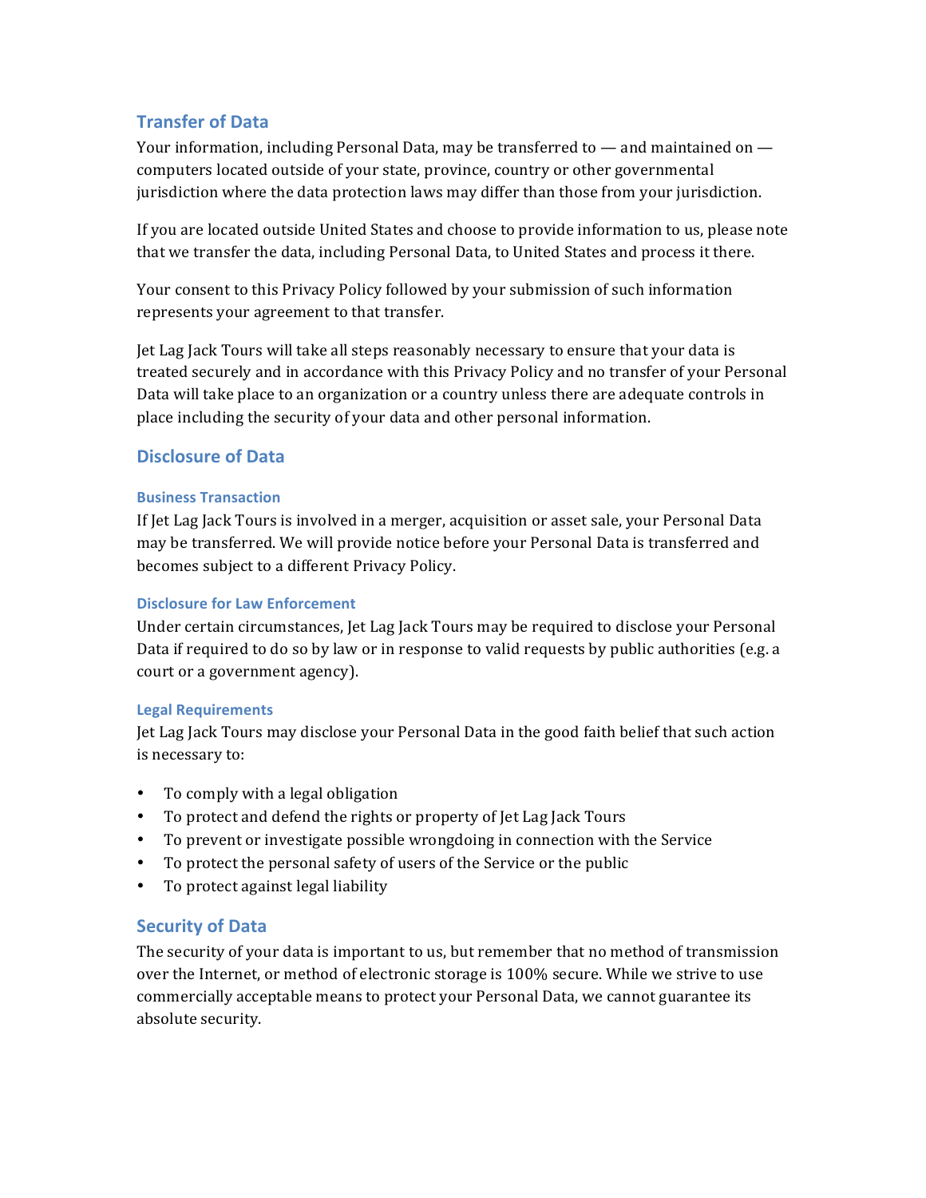## Transfer of Data

Your information, including Personal Data, may be transferred to — and maintained on — computers located outside of your state, province, country or other governmental jurisdiction where the data protection laws may differ than those from your jurisdiction.

If you are located outside United States and choose to provide information to us, please note that we transfer the data, including Personal Data, to United States and process it there.

Your consent to this Privacy Policy followed by your submission of such information represents your agreement to that transfer.

Jet Lag Jack Tours will take all steps reasonably necessary to ensure that your data is treated securely and in accordance with this Privacy Policy and no transfer of your Personal Data will take place to an organization or a country unless there are adequate controls in place including the security of your data and other personal information.

## Disclosure of Data

### Business Transaction

If Jet Lag Jack Tours is involved in a merger, acquisition or asset sale, your Personal Data may be transferred. We will provide notice before your Personal Data is transferred and becomes subject to a different Privacy Policy.

### Disclosure for Law Enforcement

Under certain circumstances, Jet Lag Jack Tours may be required to disclose your Personal Data if required to do so by law or in response to valid requests by public authorities (e.g. a court or a government agency).

### Legal Requirements

Jet Lag Jack Tours may disclose your Personal Data in the good faith belief that such action is necessary to:

- To comply with a legal obligation
- To protect and defend the rights or property of Jet Lag Jack Tours
- To prevent or investigate possible wrongdoing in connection with the Service
- To protect the personal safety of users of the Service or the public
- To protect against legal liability

## Security of Data

The security of your data is important to us, but remember that no method of transmission over the Internet, or method of electronic storage is 100% secure. While we strive to use commercially acceptable means to protect your Personal Data, we cannot guarantee its absolute security.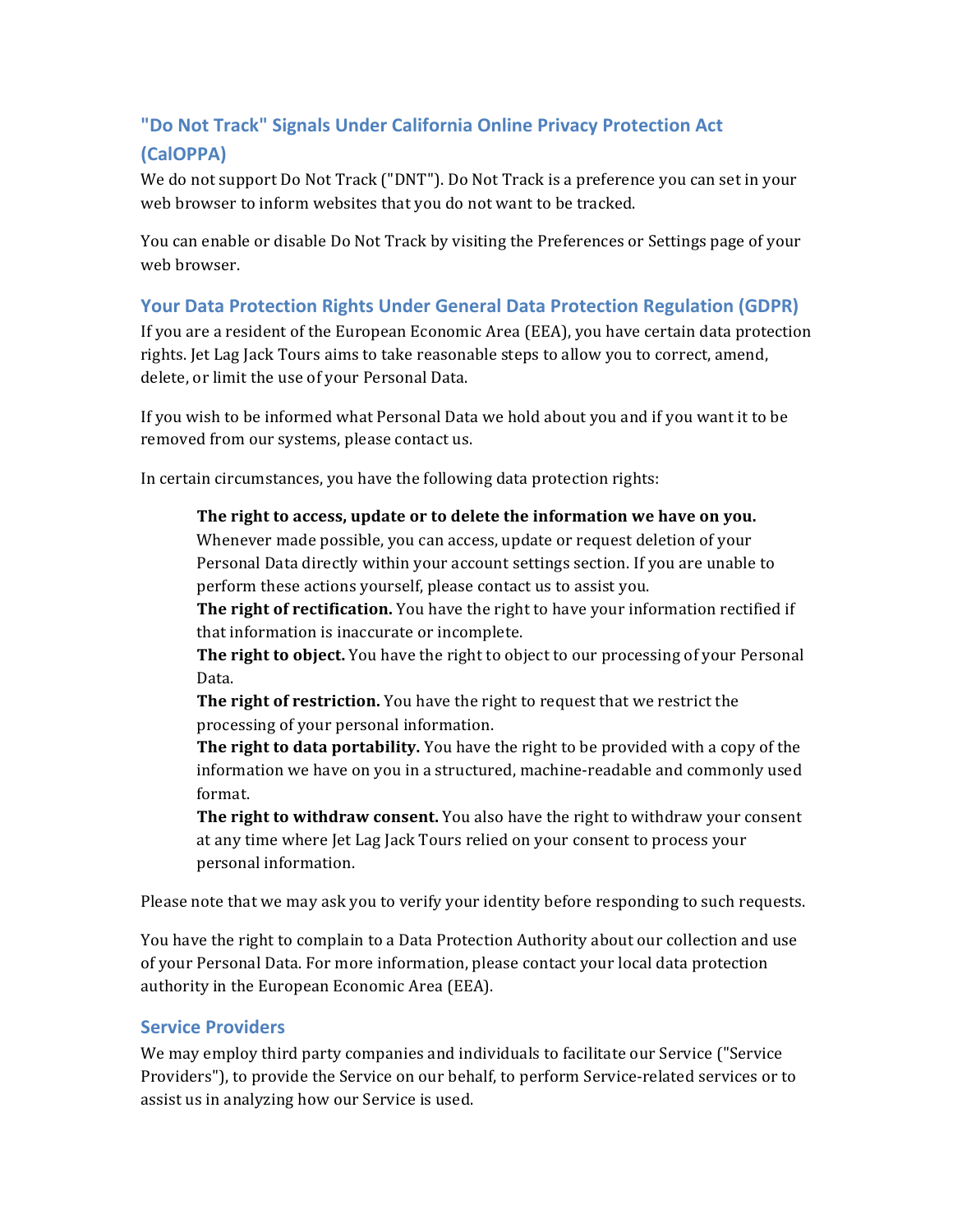## "Do Not Track" Signals Under California Online Privacy Protection Act (CalOPPA)

We do not support Do Not Track ("DNT"). Do Not Track is a preference you can set in your web browser to inform websites that you do not want to be tracked.

You can enable or disable Do Not Track by visiting the Preferences or Settings page of your web browser.

## Your Data Protection Rights Under General Data Protection Regulation (GDPR)

If you are a resident of the European Economic Area (EEA), you have certain data protection rights. Jet Lag Jack Tours aims to take reasonable steps to allow you to correct, amend, delete, or limit the use of your Personal Data.

If you wish to be informed what Personal Data we hold about you and if you want it to be removed from our systems, please contact us.

In certain circumstances, you have the following data protection rights:

> **The right to access, update or to delete the information we have on you.** Whenever made possible, you can access, update or request deletion of your Personal Data directly within your account settings section. If you are unable to perform these actions yourself, please contact us to assist you.
> **The right of rectification.** You have the right to have your information rectified if that information is inaccurate or incomplete.
> **The right to object.** You have the right to object to our processing of your Personal Data.
> **The right of restriction.** You have the right to request that we restrict the processing of your personal information.
> **The right to data portability.** You have the right to be provided with a copy of the information we have on you in a structured, machine-readable and commonly used format.
> **The right to withdraw consent.** You also have the right to withdraw your consent at any time where Jet Lag Jack Tours relied on your consent to process your personal information.

Please note that we may ask you to verify your identity before responding to such requests.

You have the right to complain to a Data Protection Authority about our collection and use of your Personal Data. For more information, please contact your local data protection authority in the European Economic Area (EEA).

## Service Providers

We may employ third party companies and individuals to facilitate our Service ("Service Providers"), to provide the Service on our behalf, to perform Service-related services or to assist us in analyzing how our Service is used.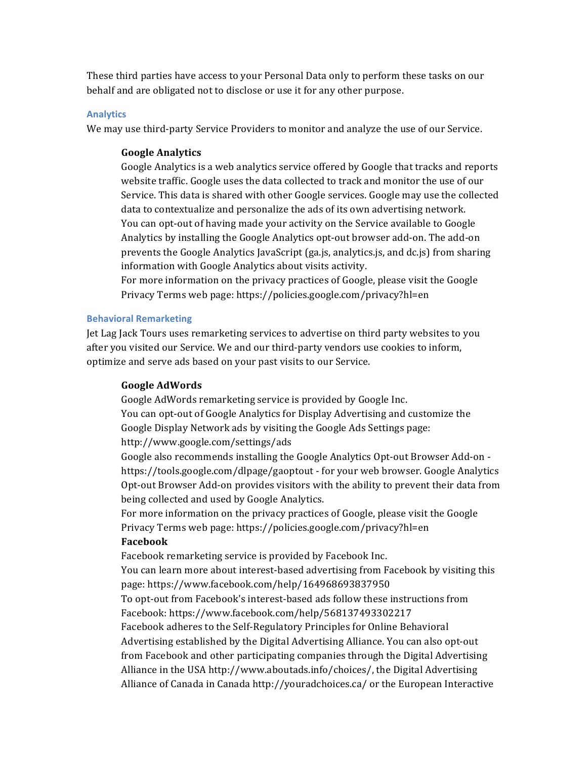These third parties have access to your Personal Data only to perform these tasks on our behalf and are obligated not to disclose or use it for any other purpose.

### Analytics

We may use third-party Service Providers to monitor and analyze the use of our Service.

**Google Analytics**

Google Analytics is a web analytics service offered by Google that tracks and reports website traffic. Google uses the data collected to track and monitor the use of our Service. This data is shared with other Google services. Google may use the collected data to contextualize and personalize the ads of its own advertising network.

You can opt-out of having made your activity on the Service available to Google Analytics by installing the Google Analytics opt-out browser add-on. The add-on prevents the Google Analytics JavaScript (ga.js, analytics.js, and dc.js) from sharing information with Google Analytics about visits activity.

For more information on the privacy practices of Google, please visit the Google Privacy Terms web page: https://policies.google.com/privacy?hl=en

### Behavioral Remarketing

Jet Lag Jack Tours uses remarketing services to advertise on third party websites to you after you visited our Service. We and our third-party vendors use cookies to inform, optimize and serve ads based on your past visits to our Service.

**Google AdWords**

Google AdWords remarketing service is provided by Google Inc.

You can opt-out of Google Analytics for Display Advertising and customize the Google Display Network ads by visiting the Google Ads Settings page: http://www.google.com/settings/ads

Google also recommends installing the Google Analytics Opt-out Browser Add-on - https://tools.google.com/dlpage/gaoptout - for your web browser. Google Analytics Opt-out Browser Add-on provides visitors with the ability to prevent their data from being collected and used by Google Analytics.

For more information on the privacy practices of Google, please visit the Google Privacy Terms web page: https://policies.google.com/privacy?hl=en

**Facebook**

Facebook remarketing service is provided by Facebook Inc.

You can learn more about interest-based advertising from Facebook by visiting this page: https://www.facebook.com/help/164968693837950

To opt-out from Facebook's interest-based ads follow these instructions from Facebook: https://www.facebook.com/help/568137493302217

Facebook adheres to the Self-Regulatory Principles for Online Behavioral Advertising established by the Digital Advertising Alliance. You can also opt-out from Facebook and other participating companies through the Digital Advertising Alliance in the USA http://www.aboutads.info/choices/, the Digital Advertising Alliance of Canada in Canada http://youradchoices.ca/ or the European Interactive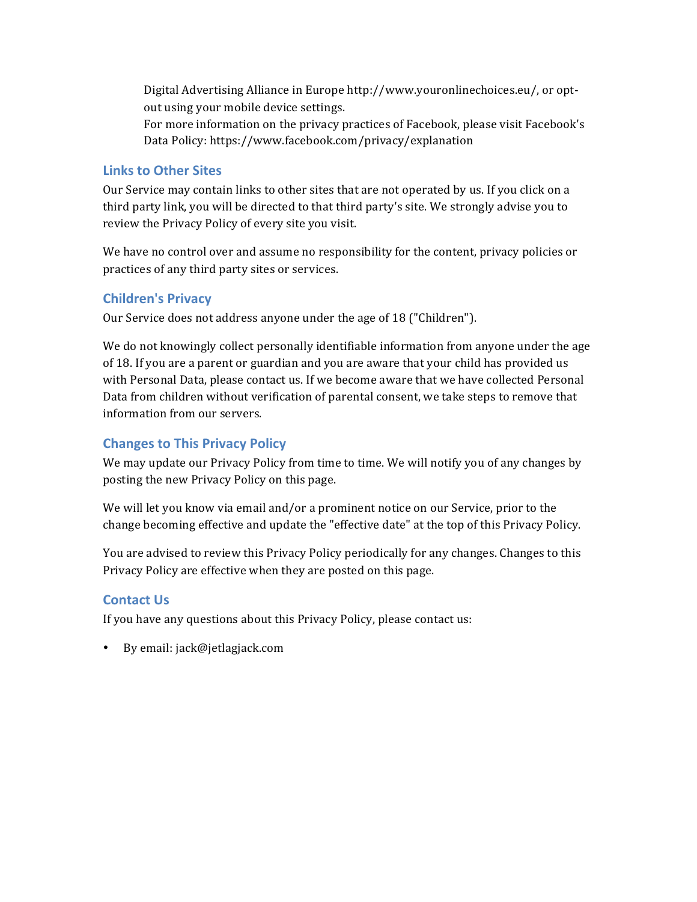Digital Advertising Alliance in Europe http://www.youronlinechoices.eu/, or opt-out using your mobile device settings.
For more information on the privacy practices of Facebook, please visit Facebook's Data Policy: https://www.facebook.com/privacy/explanation

## Links to Other Sites

Our Service may contain links to other sites that are not operated by us. If you click on a third party link, you will be directed to that third party's site. We strongly advise you to review the Privacy Policy of every site you visit.

We have no control over and assume no responsibility for the content, privacy policies or practices of any third party sites or services.

## Children's Privacy

Our Service does not address anyone under the age of 18 ("Children").

We do not knowingly collect personally identifiable information from anyone under the age of 18. If you are a parent or guardian and you are aware that your child has provided us with Personal Data, please contact us. If we become aware that we have collected Personal Data from children without verification of parental consent, we take steps to remove that information from our servers.

## Changes to This Privacy Policy

We may update our Privacy Policy from time to time. We will notify you of any changes by posting the new Privacy Policy on this page.

We will let you know via email and/or a prominent notice on our Service, prior to the change becoming effective and update the "effective date" at the top of this Privacy Policy.

You are advised to review this Privacy Policy periodically for any changes. Changes to this Privacy Policy are effective when they are posted on this page.

## Contact Us

If you have any questions about this Privacy Policy, please contact us:

- By email: jack@jetlagjack.com